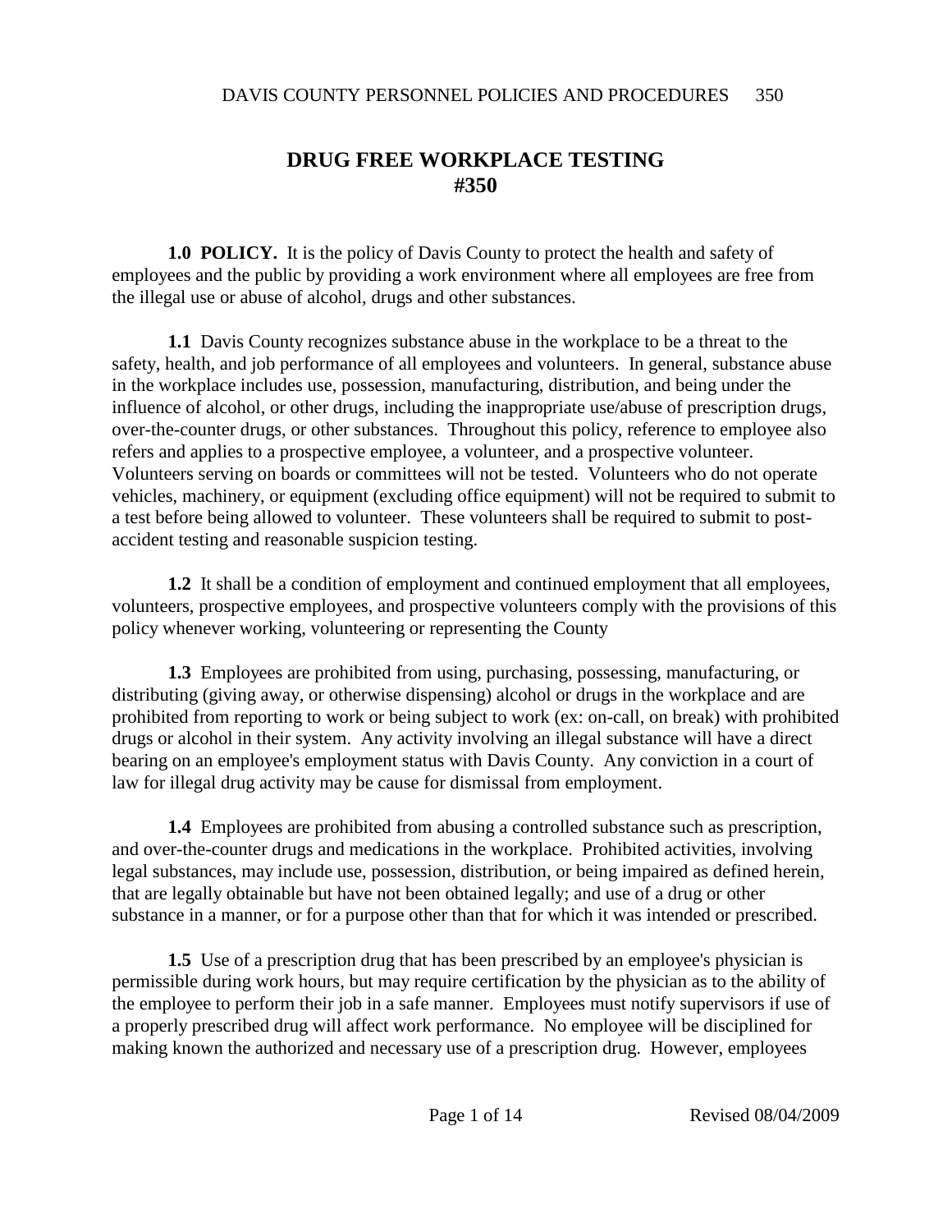# DRUG FREE WORKPLACE TESTING
# #350

**1.0 POLICY.** It is the policy of Davis County to protect the health and safety of employees and the public by providing a work environment where all employees are free from the illegal use or abuse of alcohol, drugs and other substances.

**1.1** Davis County recognizes substance abuse in the workplace to be a threat to the safety, health, and job performance of all employees and volunteers. In general, substance abuse in the workplace includes use, possession, manufacturing, distribution, and being under the influence of alcohol, or other drugs, including the inappropriate use/abuse of prescription drugs, over-the-counter drugs, or other substances. Throughout this policy, reference to employee also refers and applies to a prospective employee, a volunteer, and a prospective volunteer. Volunteers serving on boards or committees will not be tested. Volunteers who do not operate vehicles, machinery, or equipment (excluding office equipment) will not be required to submit to a test before being allowed to volunteer. These volunteers shall be required to submit to post-accident testing and reasonable suspicion testing.

**1.2** It shall be a condition of employment and continued employment that all employees, volunteers, prospective employees, and prospective volunteers comply with the provisions of this policy whenever working, volunteering or representing the County

**1.3** Employees are prohibited from using, purchasing, possessing, manufacturing, or distributing (giving away, or otherwise dispensing) alcohol or drugs in the workplace and are prohibited from reporting to work or being subject to work (ex: on-call, on break) with prohibited drugs or alcohol in their system. Any activity involving an illegal substance will have a direct bearing on an employee's employment status with Davis County. Any conviction in a court of law for illegal drug activity may be cause for dismissal from employment.

**1.4** Employees are prohibited from abusing a controlled substance such as prescription, and over-the-counter drugs and medications in the workplace. Prohibited activities, involving legal substances, may include use, possession, distribution, or being impaired as defined herein, that are legally obtainable but have not been obtained legally; and use of a drug or other substance in a manner, or for a purpose other than that for which it was intended or prescribed.

**1.5** Use of a prescription drug that has been prescribed by an employee's physician is permissible during work hours, but may require certification by the physician as to the ability of the employee to perform their job in a safe manner. Employees must notify supervisors if use of a properly prescribed drug will affect work performance. No employee will be disciplined for making known the authorized and necessary use of a prescription drug. However, employees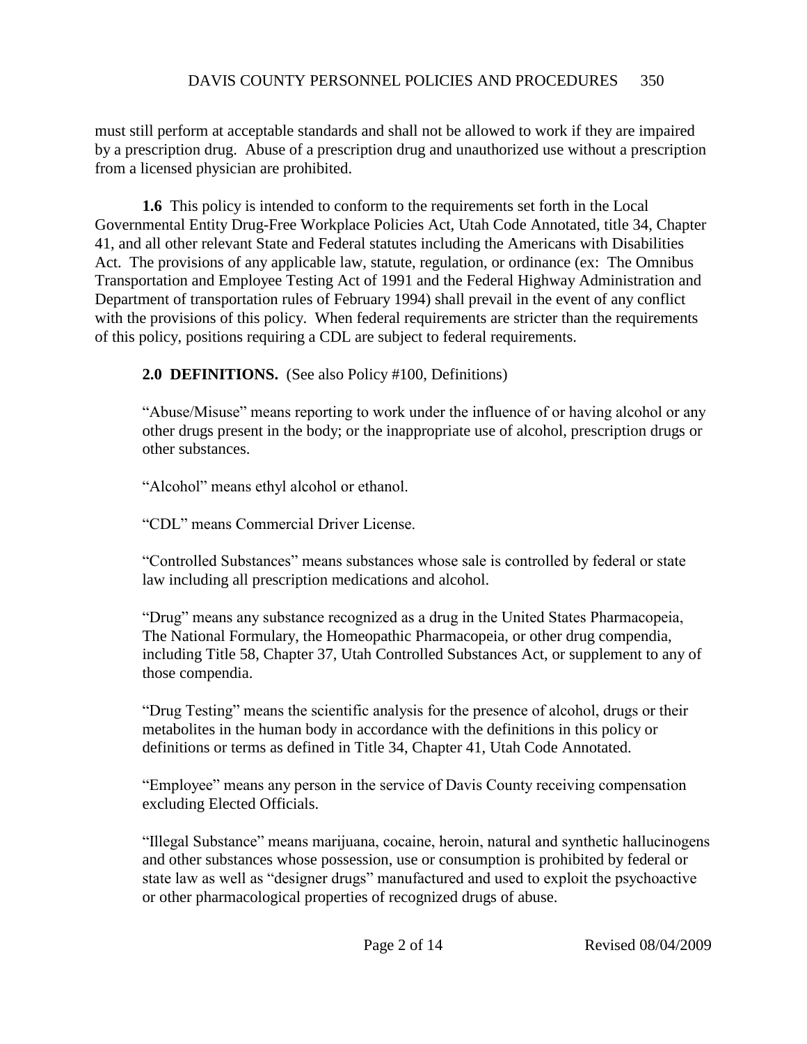must still perform at acceptable standards and shall not be allowed to work if they are impaired by a prescription drug. Abuse of a prescription drug and unauthorized use without a prescription from a licensed physician are prohibited.

**1.6** This policy is intended to conform to the requirements set forth in the Local Governmental Entity Drug-Free Workplace Policies Act, Utah Code Annotated, title 34, Chapter 41, and all other relevant State and Federal statutes including the Americans with Disabilities Act. The provisions of any applicable law, statute, regulation, or ordinance (ex: The Omnibus Transportation and Employee Testing Act of 1991 and the Federal Highway Administration and Department of transportation rules of February 1994) shall prevail in the event of any conflict with the provisions of this policy. When federal requirements are stricter than the requirements of this policy, positions requiring a CDL are subject to federal requirements.

**2.0 DEFINITIONS.** (See also Policy #100, Definitions)

"Abuse/Misuse" means reporting to work under the influence of or having alcohol or any other drugs present in the body; or the inappropriate use of alcohol, prescription drugs or other substances.

"Alcohol" means ethyl alcohol or ethanol.

"CDL" means Commercial Driver License.

"Controlled Substances" means substances whose sale is controlled by federal or state law including all prescription medications and alcohol.

"Drug" means any substance recognized as a drug in the United States Pharmacopeia, The National Formulary, the Homeopathic Pharmacopeia, or other drug compendia, including Title 58, Chapter 37, Utah Controlled Substances Act, or supplement to any of those compendia.

"Drug Testing" means the scientific analysis for the presence of alcohol, drugs or their metabolites in the human body in accordance with the definitions in this policy or definitions or terms as defined in Title 34, Chapter 41, Utah Code Annotated.

"Employee" means any person in the service of Davis County receiving compensation excluding Elected Officials.

"Illegal Substance" means marijuana, cocaine, heroin, natural and synthetic hallucinogens and other substances whose possession, use or consumption is prohibited by federal or state law as well as "designer drugs" manufactured and used to exploit the psychoactive or other pharmacological properties of recognized drugs of abuse.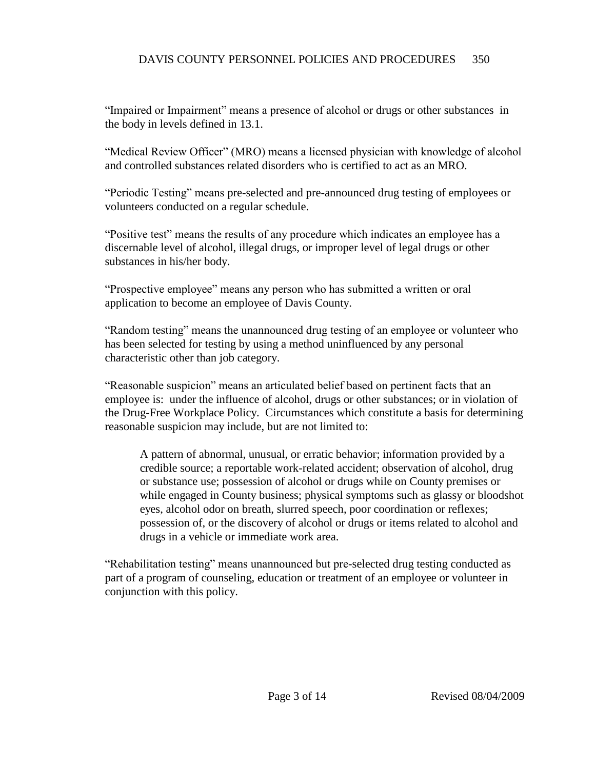"Impaired or Impairment" means a presence of alcohol or drugs or other substances in the body in levels defined in 13.1.

"Medical Review Officer" (MRO) means a licensed physician with knowledge of alcohol and controlled substances related disorders who is certified to act as an MRO.

"Periodic Testing" means pre-selected and pre-announced drug testing of employees or volunteers conducted on a regular schedule.

"Positive test" means the results of any procedure which indicates an employee has a discernable level of alcohol, illegal drugs, or improper level of legal drugs or other substances in his/her body.

"Prospective employee" means any person who has submitted a written or oral application to become an employee of Davis County.

"Random testing" means the unannounced drug testing of an employee or volunteer who has been selected for testing by using a method uninfluenced by any personal characteristic other than job category.

"Reasonable suspicion" means an articulated belief based on pertinent facts that an employee is: under the influence of alcohol, drugs or other substances; or in violation of the Drug-Free Workplace Policy. Circumstances which constitute a basis for determining reasonable suspicion may include, but are not limited to:

> A pattern of abnormal, unusual, or erratic behavior; information provided by a credible source; a reportable work-related accident; observation of alcohol, drug or substance use; possession of alcohol or drugs while on County premises or while engaged in County business; physical symptoms such as glassy or bloodshot eyes, alcohol odor on breath, slurred speech, poor coordination or reflexes; possession of, or the discovery of alcohol or drugs or items related to alcohol and drugs in a vehicle or immediate work area.

"Rehabilitation testing" means unannounced but pre-selected drug testing conducted as part of a program of counseling, education or treatment of an employee or volunteer in conjunction with this policy.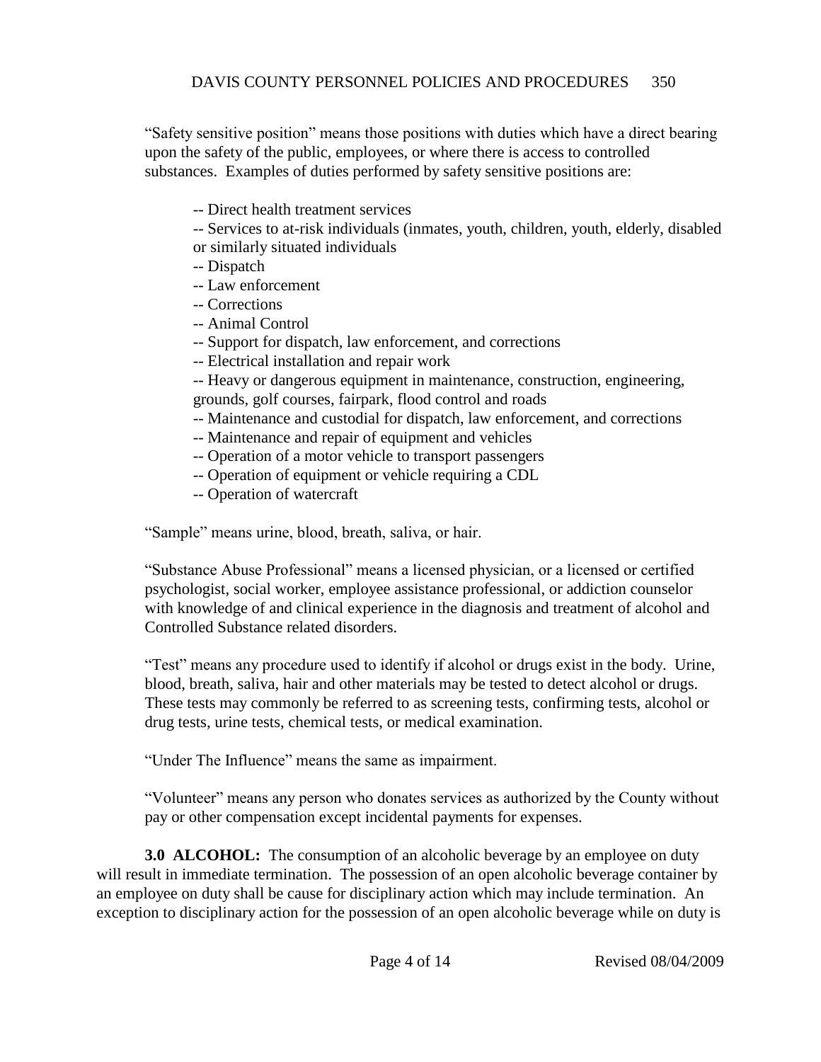"Safety sensitive position" means those positions with duties which have a direct bearing upon the safety of the public, employees, or where there is access to controlled substances. Examples of duties performed by safety sensitive positions are:

-- Direct health treatment services
-- Services to at-risk individuals (inmates, youth, children, youth, elderly, disabled or similarly situated individuals
-- Dispatch
-- Law enforcement
-- Corrections
-- Animal Control
-- Support for dispatch, law enforcement, and corrections
-- Electrical installation and repair work
-- Heavy or dangerous equipment in maintenance, construction, engineering, grounds, golf courses, fairpark, flood control and roads
-- Maintenance and custodial for dispatch, law enforcement, and corrections
-- Maintenance and repair of equipment and vehicles
-- Operation of a motor vehicle to transport passengers
-- Operation of equipment or vehicle requiring a CDL
-- Operation of watercraft

"Sample" means urine, blood, breath, saliva, or hair.

"Substance Abuse Professional" means a licensed physician, or a licensed or certified psychologist, social worker, employee assistance professional, or addiction counselor with knowledge of and clinical experience in the diagnosis and treatment of alcohol and Controlled Substance related disorders.

"Test" means any procedure used to identify if alcohol or drugs exist in the body. Urine, blood, breath, saliva, hair and other materials may be tested to detect alcohol or drugs. These tests may commonly be referred to as screening tests, confirming tests, alcohol or drug tests, urine tests, chemical tests, or medical examination.

"Under The Influence" means the same as impairment.

"Volunteer" means any person who donates services as authorized by the County without pay or other compensation except incidental payments for expenses.

**3.0 ALCOHOL:** The consumption of an alcoholic beverage by an employee on duty will result in immediate termination. The possession of an open alcoholic beverage container by an employee on duty shall be cause for disciplinary action which may include termination. An exception to disciplinary action for the possession of an open alcoholic beverage while on duty is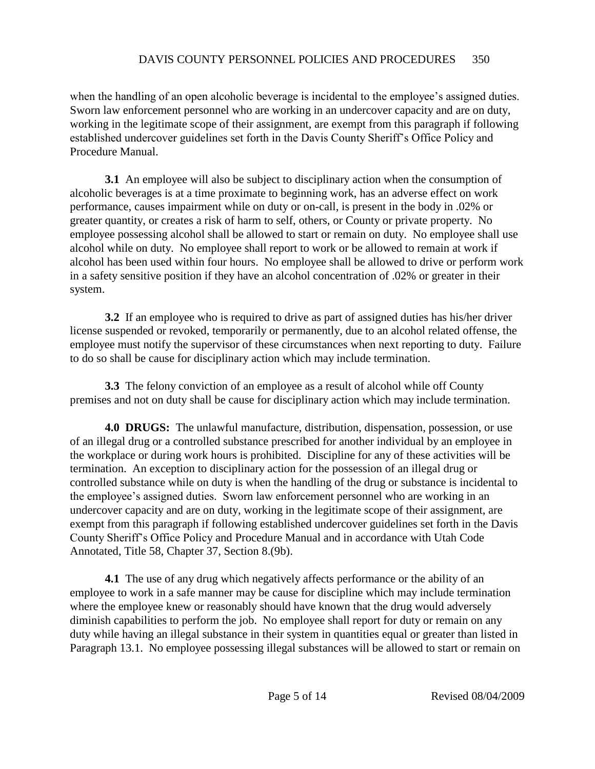when the handling of an open alcoholic beverage is incidental to the employee's assigned duties. Sworn law enforcement personnel who are working in an undercover capacity and are on duty, working in the legitimate scope of their assignment, are exempt from this paragraph if following established undercover guidelines set forth in the Davis County Sheriff's Office Policy and Procedure Manual.

**3.1** An employee will also be subject to disciplinary action when the consumption of alcoholic beverages is at a time proximate to beginning work, has an adverse effect on work performance, causes impairment while on duty or on-call, is present in the body in .02% or greater quantity, or creates a risk of harm to self, others, or County or private property. No employee possessing alcohol shall be allowed to start or remain on duty. No employee shall use alcohol while on duty. No employee shall report to work or be allowed to remain at work if alcohol has been used within four hours. No employee shall be allowed to drive or perform work in a safety sensitive position if they have an alcohol concentration of .02% or greater in their system.

**3.2** If an employee who is required to drive as part of assigned duties has his/her driver license suspended or revoked, temporarily or permanently, due to an alcohol related offense, the employee must notify the supervisor of these circumstances when next reporting to duty. Failure to do so shall be cause for disciplinary action which may include termination.

**3.3** The felony conviction of an employee as a result of alcohol while off County premises and not on duty shall be cause for disciplinary action which may include termination.

**4.0 DRUGS:** The unlawful manufacture, distribution, dispensation, possession, or use of an illegal drug or a controlled substance prescribed for another individual by an employee in the workplace or during work hours is prohibited. Discipline for any of these activities will be termination. An exception to disciplinary action for the possession of an illegal drug or controlled substance while on duty is when the handling of the drug or substance is incidental to the employee's assigned duties. Sworn law enforcement personnel who are working in an undercover capacity and are on duty, working in the legitimate scope of their assignment, are exempt from this paragraph if following established undercover guidelines set forth in the Davis County Sheriff's Office Policy and Procedure Manual and in accordance with Utah Code Annotated, Title 58, Chapter 37, Section 8.(9b).

**4.1** The use of any drug which negatively affects performance or the ability of an employee to work in a safe manner may be cause for discipline which may include termination where the employee knew or reasonably should have known that the drug would adversely diminish capabilities to perform the job. No employee shall report for duty or remain on any duty while having an illegal substance in their system in quantities equal or greater than listed in Paragraph 13.1. No employee possessing illegal substances will be allowed to start or remain on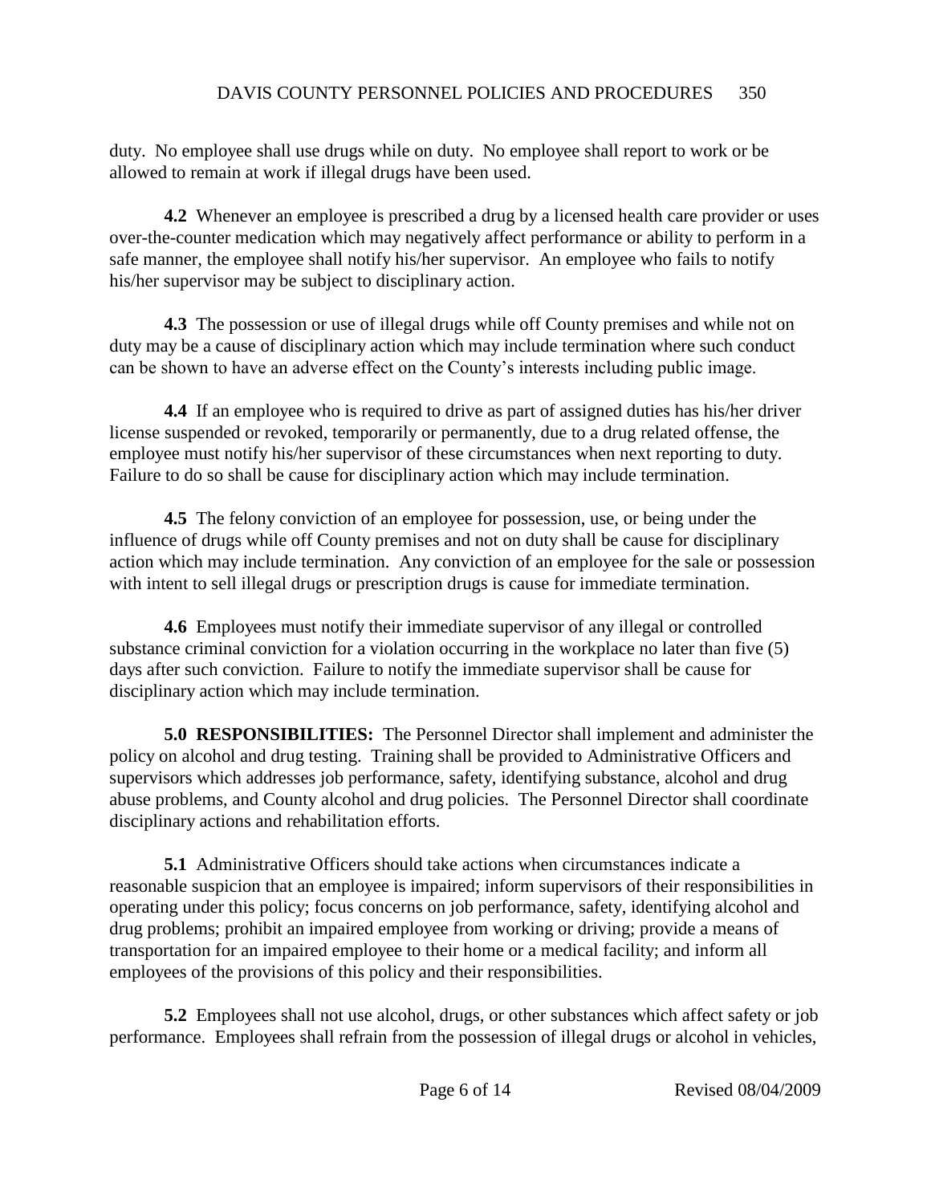duty. No employee shall use drugs while on duty. No employee shall report to work or be allowed to remain at work if illegal drugs have been used.

**4.2** Whenever an employee is prescribed a drug by a licensed health care provider or uses over-the-counter medication which may negatively affect performance or ability to perform in a safe manner, the employee shall notify his/her supervisor. An employee who fails to notify his/her supervisor may be subject to disciplinary action.

**4.3** The possession or use of illegal drugs while off County premises and while not on duty may be a cause of disciplinary action which may include termination where such conduct can be shown to have an adverse effect on the County's interests including public image.

**4.4** If an employee who is required to drive as part of assigned duties has his/her driver license suspended or revoked, temporarily or permanently, due to a drug related offense, the employee must notify his/her supervisor of these circumstances when next reporting to duty. Failure to do so shall be cause for disciplinary action which may include termination.

**4.5** The felony conviction of an employee for possession, use, or being under the influence of drugs while off County premises and not on duty shall be cause for disciplinary action which may include termination. Any conviction of an employee for the sale or possession with intent to sell illegal drugs or prescription drugs is cause for immediate termination.

**4.6** Employees must notify their immediate supervisor of any illegal or controlled substance criminal conviction for a violation occurring in the workplace no later than five (5) days after such conviction. Failure to notify the immediate supervisor shall be cause for disciplinary action which may include termination.

**5.0 RESPONSIBILITIES:** The Personnel Director shall implement and administer the policy on alcohol and drug testing. Training shall be provided to Administrative Officers and supervisors which addresses job performance, safety, identifying substance, alcohol and drug abuse problems, and County alcohol and drug policies. The Personnel Director shall coordinate disciplinary actions and rehabilitation efforts.

**5.1** Administrative Officers should take actions when circumstances indicate a reasonable suspicion that an employee is impaired; inform supervisors of their responsibilities in operating under this policy; focus concerns on job performance, safety, identifying alcohol and drug problems; prohibit an impaired employee from working or driving; provide a means of transportation for an impaired employee to their home or a medical facility; and inform all employees of the provisions of this policy and their responsibilities.

**5.2** Employees shall not use alcohol, drugs, or other substances which affect safety or job performance. Employees shall refrain from the possession of illegal drugs or alcohol in vehicles,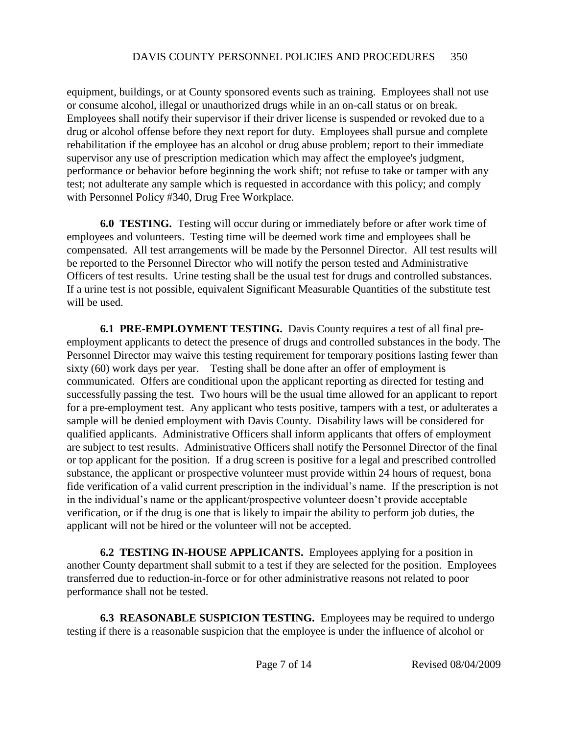equipment, buildings, or at County sponsored events such as training. Employees shall not use or consume alcohol, illegal or unauthorized drugs while in an on-call status or on break. Employees shall notify their supervisor if their driver license is suspended or revoked due to a drug or alcohol offense before they next report for duty. Employees shall pursue and complete rehabilitation if the employee has an alcohol or drug abuse problem; report to their immediate supervisor any use of prescription medication which may affect the employee's judgment, performance or behavior before beginning the work shift; not refuse to take or tamper with any test; not adulterate any sample which is requested in accordance with this policy; and comply with Personnel Policy #340, Drug Free Workplace.

**6.0 TESTING.** Testing will occur during or immediately before or after work time of employees and volunteers. Testing time will be deemed work time and employees shall be compensated. All test arrangements will be made by the Personnel Director. All test results will be reported to the Personnel Director who will notify the person tested and Administrative Officers of test results. Urine testing shall be the usual test for drugs and controlled substances. If a urine test is not possible, equivalent Significant Measurable Quantities of the substitute test will be used.

**6.1 PRE-EMPLOYMENT TESTING.** Davis County requires a test of all final pre-employment applicants to detect the presence of drugs and controlled substances in the body. The Personnel Director may waive this testing requirement for temporary positions lasting fewer than sixty (60) work days per year. Testing shall be done after an offer of employment is communicated. Offers are conditional upon the applicant reporting as directed for testing and successfully passing the test. Two hours will be the usual time allowed for an applicant to report for a pre-employment test. Any applicant who tests positive, tampers with a test, or adulterates a sample will be denied employment with Davis County. Disability laws will be considered for qualified applicants. Administrative Officers shall inform applicants that offers of employment are subject to test results. Administrative Officers shall notify the Personnel Director of the final or top applicant for the position. If a drug screen is positive for a legal and prescribed controlled substance, the applicant or prospective volunteer must provide within 24 hours of request, bona fide verification of a valid current prescription in the individual's name. If the prescription is not in the individual's name or the applicant/prospective volunteer doesn't provide acceptable verification, or if the drug is one that is likely to impair the ability to perform job duties, the applicant will not be hired or the volunteer will not be accepted.

**6.2 TESTING IN-HOUSE APPLICANTS.** Employees applying for a position in another County department shall submit to a test if they are selected for the position. Employees transferred due to reduction-in-force or for other administrative reasons not related to poor performance shall not be tested.

**6.3 REASONABLE SUSPICION TESTING.** Employees may be required to undergo testing if there is a reasonable suspicion that the employee is under the influence of alcohol or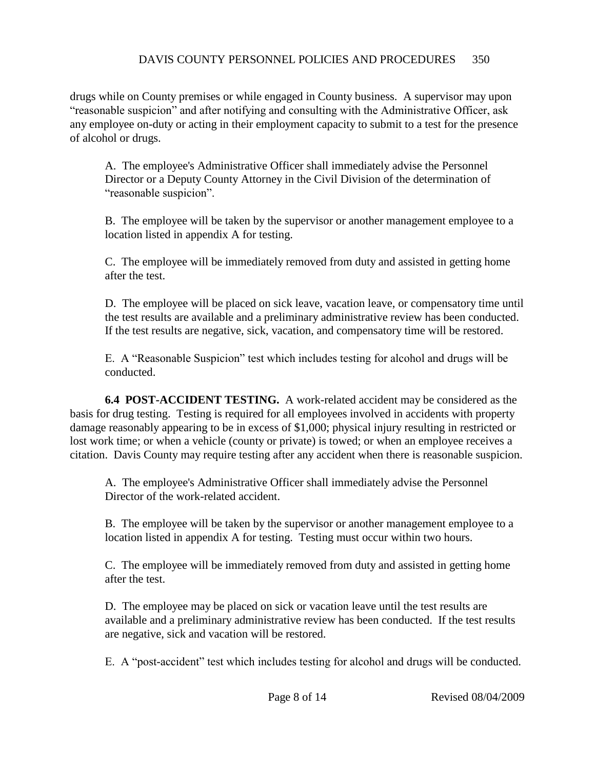drugs while on County premises or while engaged in County business. A supervisor may upon "reasonable suspicion" and after notifying and consulting with the Administrative Officer, ask any employee on-duty or acting in their employment capacity to submit to a test for the presence of alcohol or drugs.

A. The employee's Administrative Officer shall immediately advise the Personnel Director or a Deputy County Attorney in the Civil Division of the determination of "reasonable suspicion".

B. The employee will be taken by the supervisor or another management employee to a location listed in appendix A for testing.

C. The employee will be immediately removed from duty and assisted in getting home after the test.

D. The employee will be placed on sick leave, vacation leave, or compensatory time until the test results are available and a preliminary administrative review has been conducted. If the test results are negative, sick, vacation, and compensatory time will be restored.

E. A "Reasonable Suspicion" test which includes testing for alcohol and drugs will be conducted.

**6.4 POST-ACCIDENT TESTING.** A work-related accident may be considered as the basis for drug testing. Testing is required for all employees involved in accidents with property damage reasonably appearing to be in excess of $1,000; physical injury resulting in restricted or lost work time; or when a vehicle (county or private) is towed; or when an employee receives a citation. Davis County may require testing after any accident when there is reasonable suspicion.

A. The employee's Administrative Officer shall immediately advise the Personnel Director of the work-related accident.

B. The employee will be taken by the supervisor or another management employee to a location listed in appendix A for testing. Testing must occur within two hours.

C. The employee will be immediately removed from duty and assisted in getting home after the test.

D. The employee may be placed on sick or vacation leave until the test results are available and a preliminary administrative review has been conducted. If the test results are negative, sick and vacation will be restored.

E. A "post-accident" test which includes testing for alcohol and drugs will be conducted.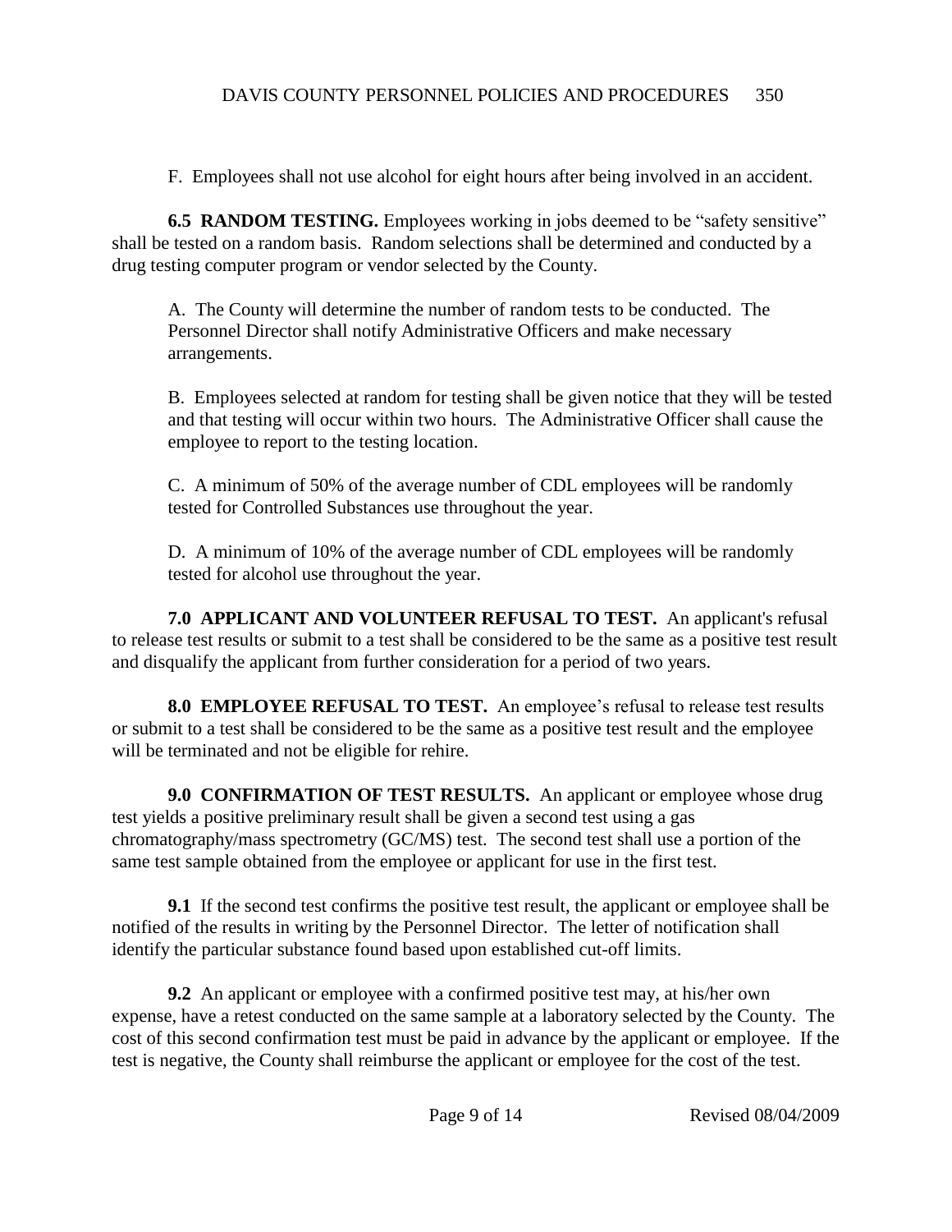F. Employees shall not use alcohol for eight hours after being involved in an accident.

**6.5 RANDOM TESTING.** Employees working in jobs deemed to be "safety sensitive" shall be tested on a random basis. Random selections shall be determined and conducted by a drug testing computer program or vendor selected by the County.

A. The County will determine the number of random tests to be conducted. The Personnel Director shall notify Administrative Officers and make necessary arrangements.

B. Employees selected at random for testing shall be given notice that they will be tested and that testing will occur within two hours. The Administrative Officer shall cause the employee to report to the testing location.

C. A minimum of 50% of the average number of CDL employees will be randomly tested for Controlled Substances use throughout the year.

D. A minimum of 10% of the average number of CDL employees will be randomly tested for alcohol use throughout the year.

**7.0 APPLICANT AND VOLUNTEER REFUSAL TO TEST.** An applicant's refusal to release test results or submit to a test shall be considered to be the same as a positive test result and disqualify the applicant from further consideration for a period of two years.

**8.0 EMPLOYEE REFUSAL TO TEST.** An employee's refusal to release test results or submit to a test shall be considered to be the same as a positive test result and the employee will be terminated and not be eligible for rehire.

**9.0 CONFIRMATION OF TEST RESULTS.** An applicant or employee whose drug test yields a positive preliminary result shall be given a second test using a gas chromatography/mass spectrometry (GC/MS) test. The second test shall use a portion of the same test sample obtained from the employee or applicant for use in the first test.

**9.1** If the second test confirms the positive test result, the applicant or employee shall be notified of the results in writing by the Personnel Director. The letter of notification shall identify the particular substance found based upon established cut-off limits.

**9.2** An applicant or employee with a confirmed positive test may, at his/her own expense, have a retest conducted on the same sample at a laboratory selected by the County. The cost of this second confirmation test must be paid in advance by the applicant or employee. If the test is negative, the County shall reimburse the applicant or employee for the cost of the test.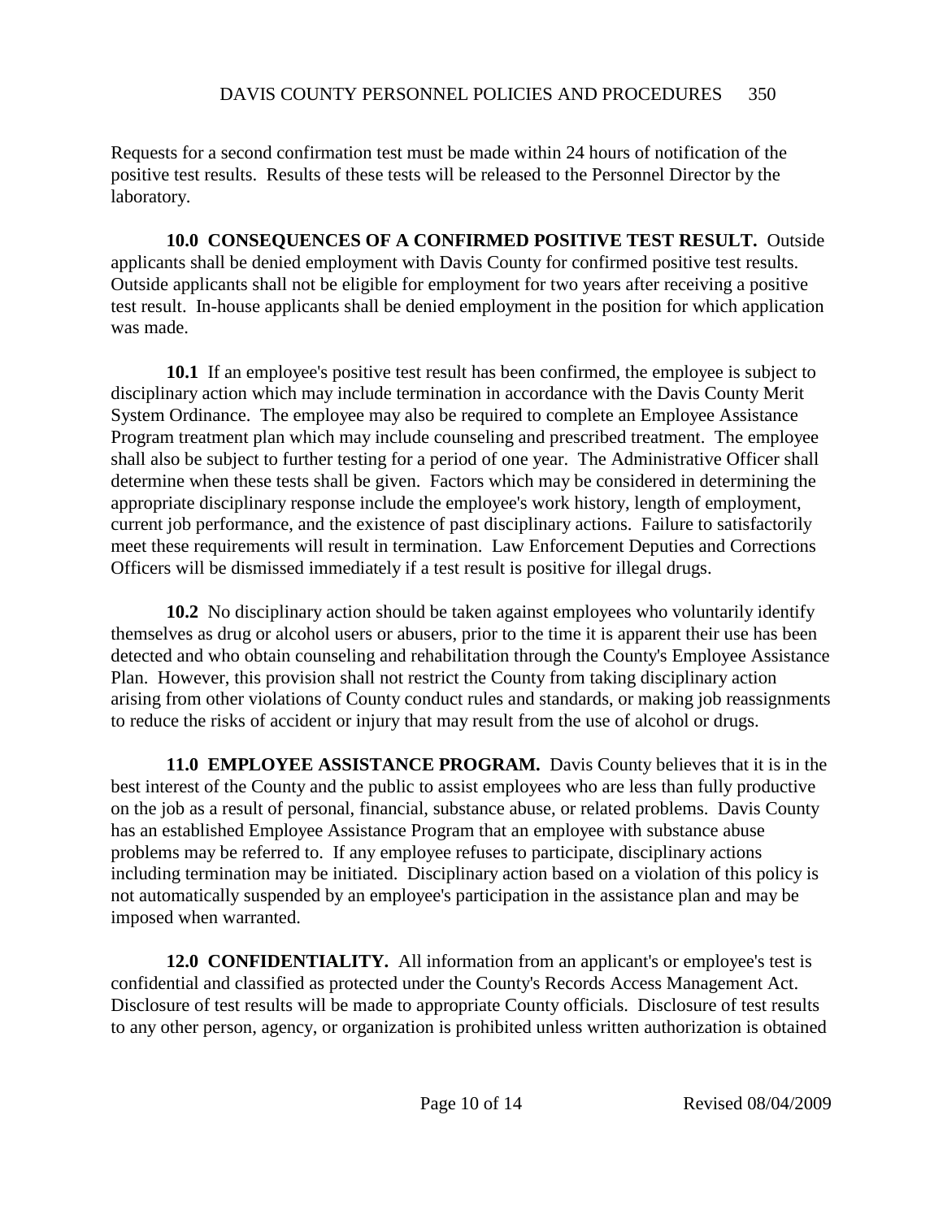Requests for a second confirmation test must be made within 24 hours of notification of the positive test results. Results of these tests will be released to the Personnel Director by the laboratory.

**10.0 CONSEQUENCES OF A CONFIRMED POSITIVE TEST RESULT.** Outside applicants shall be denied employment with Davis County for confirmed positive test results. Outside applicants shall not be eligible for employment for two years after receiving a positive test result. In-house applicants shall be denied employment in the position for which application was made.

**10.1** If an employee's positive test result has been confirmed, the employee is subject to disciplinary action which may include termination in accordance with the Davis County Merit System Ordinance. The employee may also be required to complete an Employee Assistance Program treatment plan which may include counseling and prescribed treatment. The employee shall also be subject to further testing for a period of one year. The Administrative Officer shall determine when these tests shall be given. Factors which may be considered in determining the appropriate disciplinary response include the employee's work history, length of employment, current job performance, and the existence of past disciplinary actions. Failure to satisfactorily meet these requirements will result in termination. Law Enforcement Deputies and Corrections Officers will be dismissed immediately if a test result is positive for illegal drugs.

**10.2** No disciplinary action should be taken against employees who voluntarily identify themselves as drug or alcohol users or abusers, prior to the time it is apparent their use has been detected and who obtain counseling and rehabilitation through the County's Employee Assistance Plan. However, this provision shall not restrict the County from taking disciplinary action arising from other violations of County conduct rules and standards, or making job reassignments to reduce the risks of accident or injury that may result from the use of alcohol or drugs.

**11.0 EMPLOYEE ASSISTANCE PROGRAM.** Davis County believes that it is in the best interest of the County and the public to assist employees who are less than fully productive on the job as a result of personal, financial, substance abuse, or related problems. Davis County has an established Employee Assistance Program that an employee with substance abuse problems may be referred to. If any employee refuses to participate, disciplinary actions including termination may be initiated. Disciplinary action based on a violation of this policy is not automatically suspended by an employee's participation in the assistance plan and may be imposed when warranted.

**12.0 CONFIDENTIALITY.** All information from an applicant's or employee's test is confidential and classified as protected under the County's Records Access Management Act. Disclosure of test results will be made to appropriate County officials. Disclosure of test results to any other person, agency, or organization is prohibited unless written authorization is obtained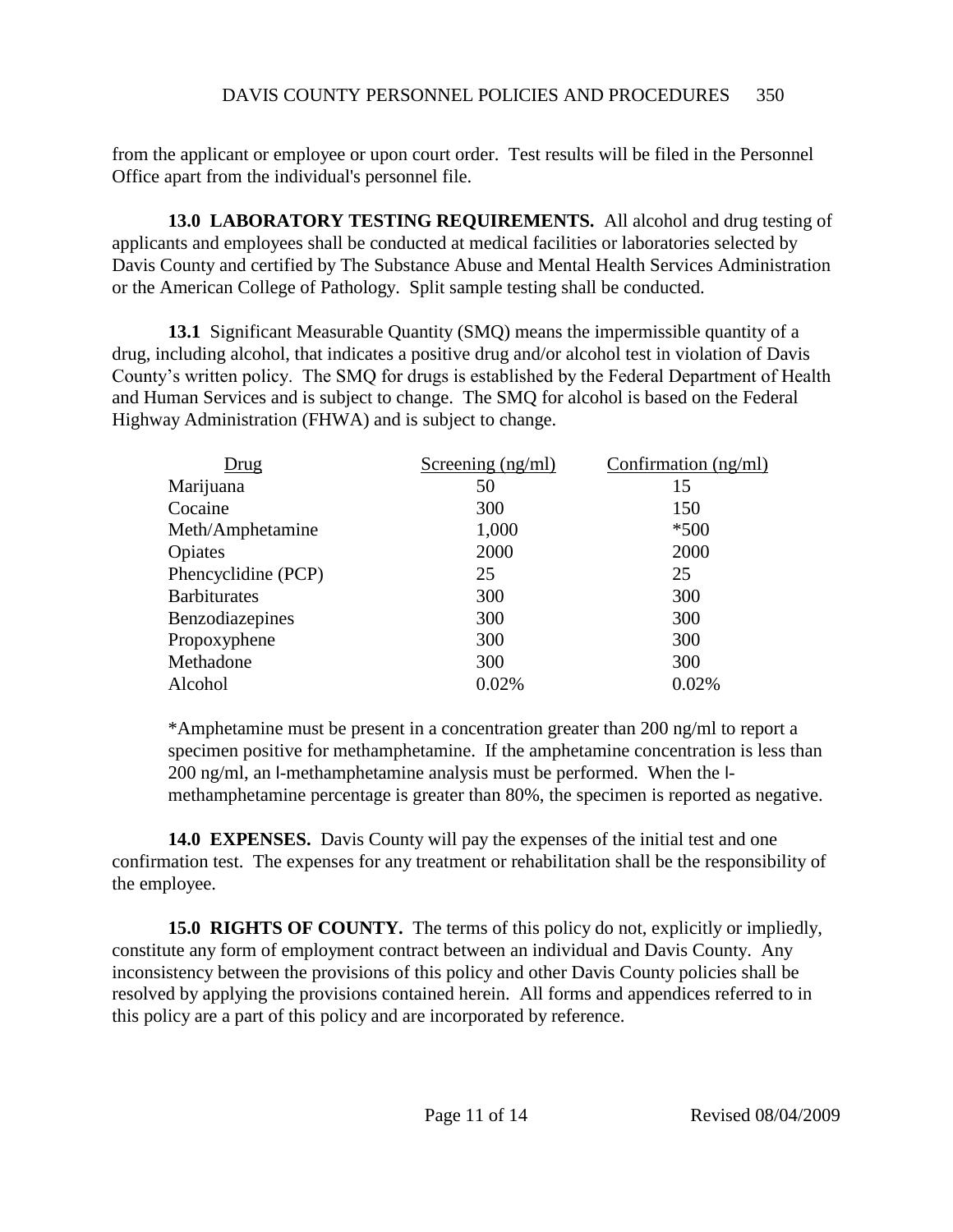from the applicant or employee or upon court order. Test results will be filed in the Personnel Office apart from the individual's personnel file.

**13.0 LABORATORY TESTING REQUIREMENTS.** All alcohol and drug testing of applicants and employees shall be conducted at medical facilities or laboratories selected by Davis County and certified by The Substance Abuse and Mental Health Services Administration or the American College of Pathology. Split sample testing shall be conducted.

**13.1** Significant Measurable Quantity (SMQ) means the impermissible quantity of a drug, including alcohol, that indicates a positive drug and/or alcohol test in violation of Davis County's written policy. The SMQ for drugs is established by the Federal Department of Health and Human Services and is subject to change. The SMQ for alcohol is based on the Federal Highway Administration (FHWA) and is subject to change.

| Drug | Screening (ng/ml) | Confirmation (ng/ml) |
|---|---|---|
| Marijuana | 50 | 15 |
| Cocaine | 300 | 150 |
| Meth/Amphetamine | 1,000 | *500 |
| Opiates | 2000 | 2000 |
| Phencyclidine (PCP) | 25 | 25 |
| Barbiturates | 300 | 300 |
| Benzodiazepines | 300 | 300 |
| Propoxyphene | 300 | 300 |
| Methadone | 300 | 300 |
| Alcohol | 0.02% | 0.02% |

*Amphetamine must be present in a concentration greater than 200 ng/ml to report a specimen positive for methamphetamine. If the amphetamine concentration is less than 200 ng/ml, an l-methamphetamine analysis must be performed. When the l-methamphetamine percentage is greater than 80%, the specimen is reported as negative.

**14.0 EXPENSES.** Davis County will pay the expenses of the initial test and one confirmation test. The expenses for any treatment or rehabilitation shall be the responsibility of the employee.

**15.0 RIGHTS OF COUNTY.** The terms of this policy do not, explicitly or impliedly, constitute any form of employment contract between an individual and Davis County. Any inconsistency between the provisions of this policy and other Davis County policies shall be resolved by applying the provisions contained herein. All forms and appendices referred to in this policy are a part of this policy and are incorporated by reference.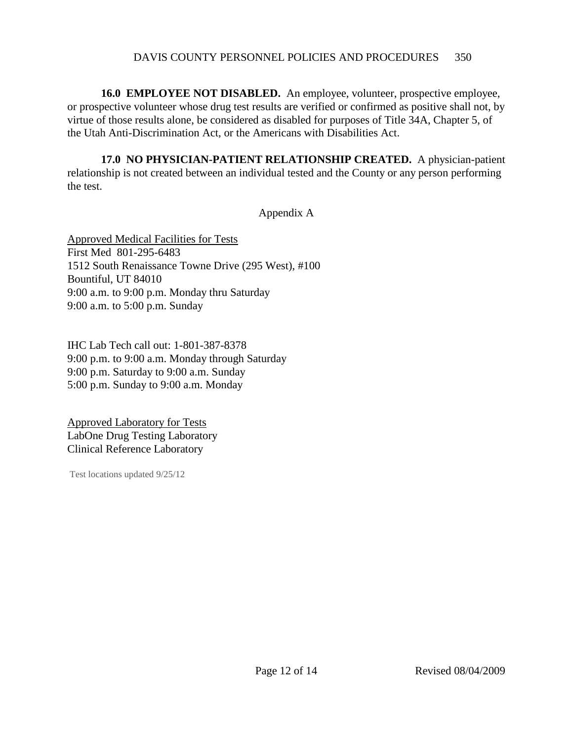**16.0 EMPLOYEE NOT DISABLED.** An employee, volunteer, prospective employee, or prospective volunteer whose drug test results are verified or confirmed as positive shall not, by virtue of those results alone, be considered as disabled for purposes of Title 34A, Chapter 5, of the Utah Anti-Discrimination Act, or the Americans with Disabilities Act.

**17.0 NO PHYSICIAN-PATIENT RELATIONSHIP CREATED.** A physician-patient relationship is not created between an individual tested and the County or any person performing the test.

## Appendix A

<u>Approved Medical Facilities for Tests</u>
First Med 801-295-6483
1512 South Renaissance Towne Drive (295 West), #100
Bountiful, UT 84010
9:00 a.m. to 9:00 p.m. Monday thru Saturday
9:00 a.m. to 5:00 p.m. Sunday

IHC Lab Tech call out: 1-801-387-8378
9:00 p.m. to 9:00 a.m. Monday through Saturday
9:00 p.m. Saturday to 9:00 a.m. Sunday
5:00 p.m. Sunday to 9:00 a.m. Monday

<u>Approved Laboratory for Tests</u>
LabOne Drug Testing Laboratory
Clinical Reference Laboratory

Test locations updated 9/25/12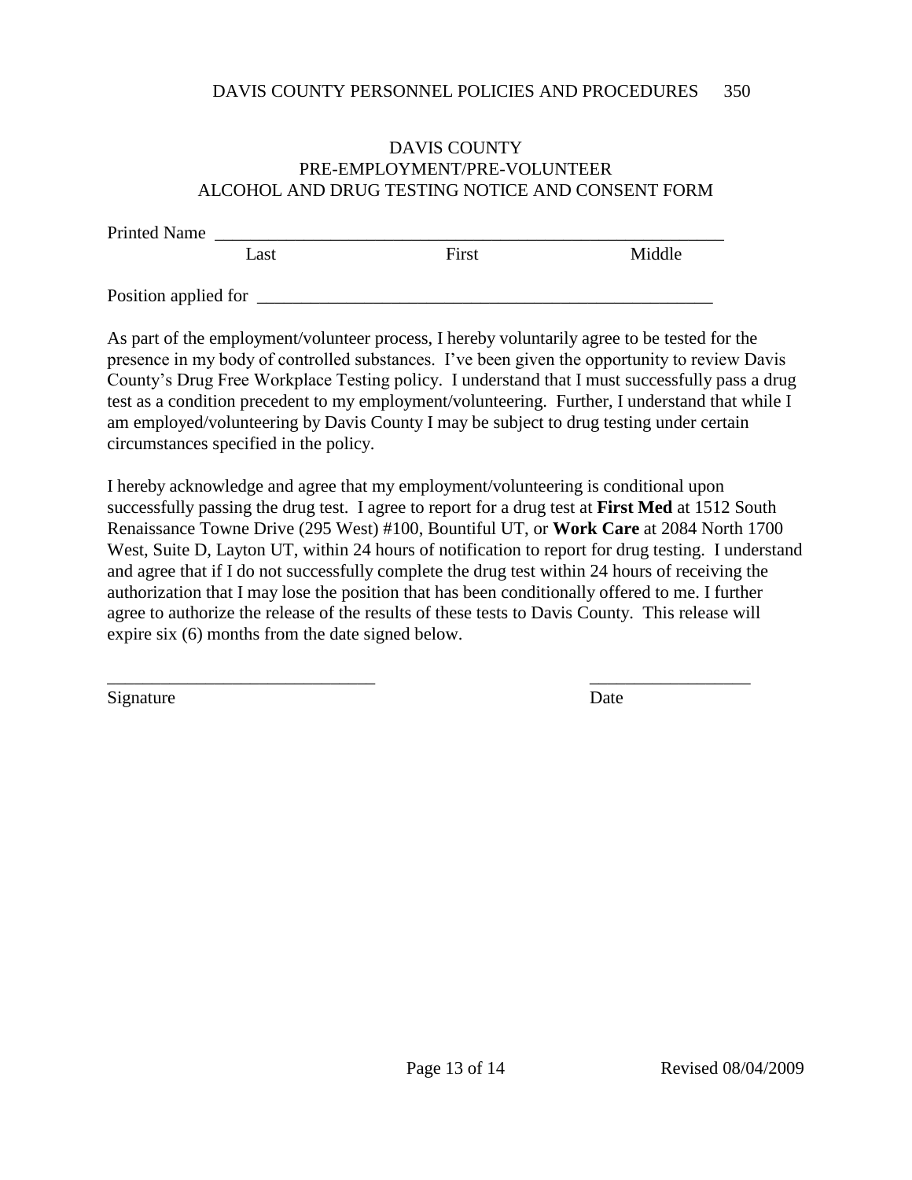# DAVIS COUNTY
## PRE-EMPLOYMENT/PRE-VOLUNTEER
## ALCOHOL AND DRUG TESTING NOTICE AND CONSENT FORM

Printed Name ____________________________________________________________

Last First Middle

Position applied for ______________________________________________________

As part of the employment/volunteer process, I hereby voluntarily agree to be tested for the presence in my body of controlled substances. I've been given the opportunity to review Davis County's Drug Free Workplace Testing policy. I understand that I must successfully pass a drug test as a condition precedent to my employment/volunteering. Further, I understand that while I am employed/volunteering by Davis County I may be subject to drug testing under certain circumstances specified in the policy.

I hereby acknowledge and agree that my employment/volunteering is conditional upon successfully passing the drug test. I agree to report for a drug test at **First Med** at 1512 South Renaissance Towne Drive (295 West) #100, Bountiful UT, or **Work Care** at 2084 North 1700 West, Suite D, Layton UT, within 24 hours of notification to report for drug testing. I understand and agree that if I do not successfully complete the drug test within 24 hours of receiving the authorization that I may lose the position that has been conditionally offered to me. I further agree to authorize the release of the results of these tests to Davis County. This release will expire six (6) months from the date signed below.

______________________________ __________________

Signature Date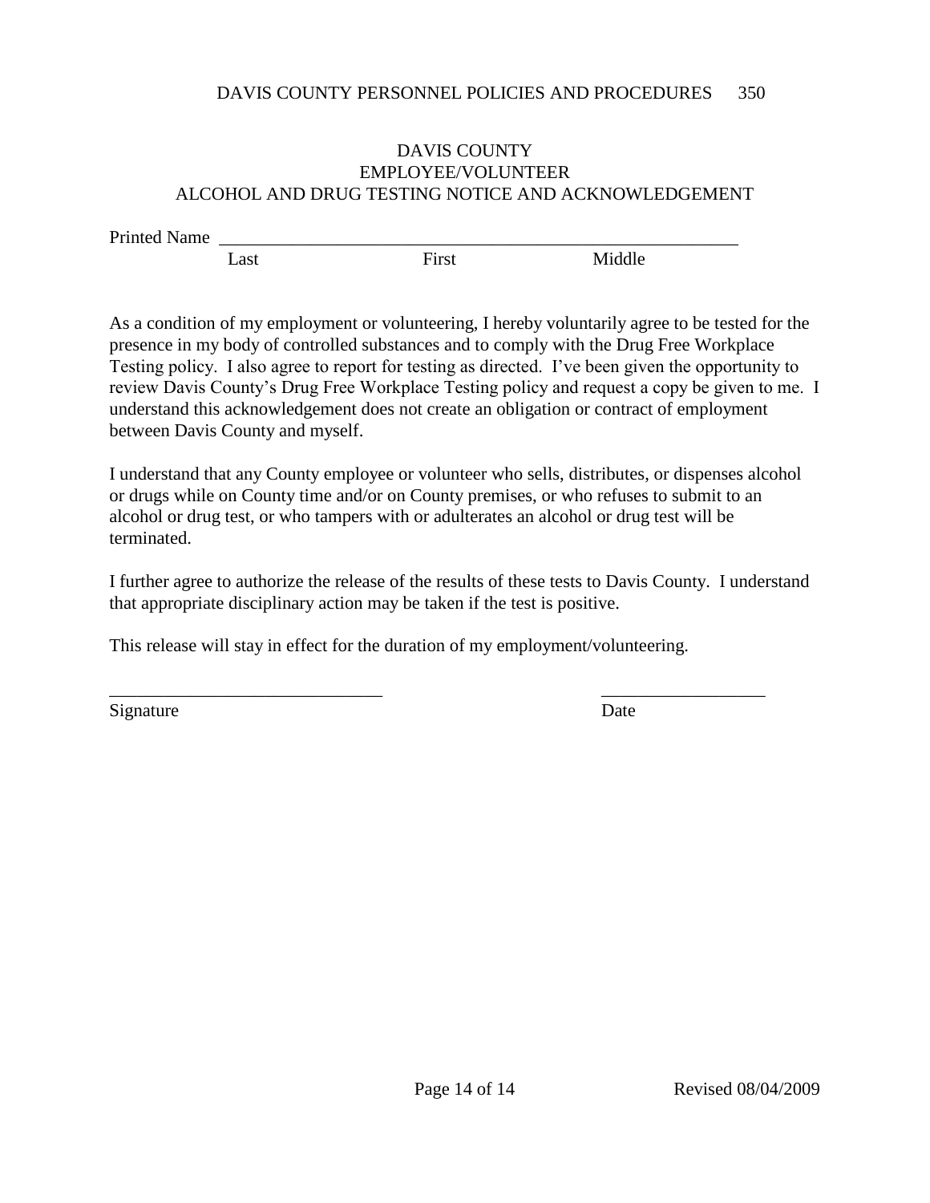# DAVIS COUNTY
## EMPLOYEE/VOLUNTEER
## ALCOHOL AND DRUG TESTING NOTICE AND ACKNOWLEDGEMENT

Printed Name \_\_\_\_\_\_\_\_\_\_\_\_\_\_\_\_\_\_\_\_\_\_\_\_\_\_\_\_\_\_\_\_\_\_\_\_\_\_\_\_\_\_\_\_\_\_\_\_\_\_\_\_\_\_\_\_\_\_\_\_

Last First Middle

As a condition of my employment or volunteering, I hereby voluntarily agree to be tested for the presence in my body of controlled substances and to comply with the Drug Free Workplace Testing policy. I also agree to report for testing as directed. I've been given the opportunity to review Davis County's Drug Free Workplace Testing policy and request a copy be given to me. I understand this acknowledgement does not create an obligation or contract of employment between Davis County and myself.

I understand that any County employee or volunteer who sells, distributes, or dispenses alcohol or drugs while on County time and/or on County premises, or who refuses to submit to an alcohol or drug test, or who tampers with or adulterates an alcohol or drug test will be terminated.

I further agree to authorize the release of the results of these tests to Davis County. I understand that appropriate disciplinary action may be taken if the test is positive.

This release will stay in effect for the duration of my employment/volunteering.

\_\_\_\_\_\_\_\_\_\_\_\_\_\_\_\_\_\_\_\_\_\_\_\_\_\_\_\_\_\_ \_\_\_\_\_\_\_\_\_\_\_\_\_\_\_\_\_\_

Signature Date